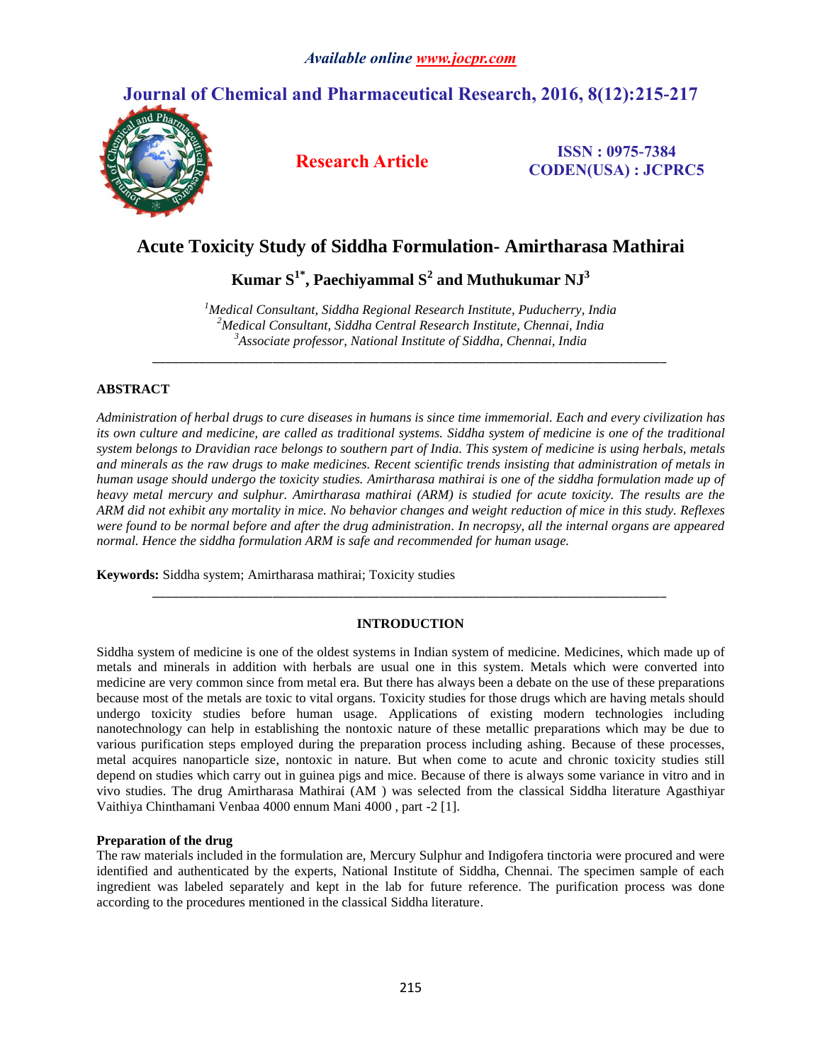# Acute Toxicity Study of Siddha Formulation- Amirtharasa Mathirai

**Kumar S[1*], Paechiyammal S[2] and Muthukumar NJ[3]**

*[1]Medical Consultant, Siddha Regional Research Institute, Puducherry, India*
*[2]Medical Consultant, Siddha Central Research Institute, Chennai, India*
*[3]Associate professor, National Institute of Siddha, Chennai, India*

---

## ABSTRACT

*Administration of herbal drugs to cure diseases in humans is since time immemorial. Each and every civilization has its own culture and medicine, are called as traditional systems. Siddha system of medicine is one of the traditional system belongs to Dravidian race belongs to southern part of India. This system of medicine is using herbals, metals and minerals as the raw drugs to make medicines. Recent scientific trends insisting that administration of metals in human usage should undergo the toxicity studies. Amirtharasa mathirai is one of the siddha formulation made up of heavy metal mercury and sulphur. Amirtharasa mathirai (ARM) is studied for acute toxicity. The results are the ARM did not exhibit any mortality in mice. No behavior changes and weight reduction of mice in this study. Reflexes were found to be normal before and after the drug administration. In necropsy, all the internal organs are appeared normal. Hence the siddha formulation ARM is safe and recommended for human usage.*

**Keywords:** Siddha system; Amirtharasa mathirai; Toxicity studies

---

## INTRODUCTION

Siddha system of medicine is one of the oldest systems in Indian system of medicine. Medicines, which made up of metals and minerals in addition with herbals are usual one in this system. Metals which were converted into medicine are very common since from metal era. But there has always been a debate on the use of these preparations because most of the metals are toxic to vital organs. Toxicity studies for those drugs which are having metals should undergo toxicity studies before human usage. Applications of existing modern technologies including nanotechnology can help in establishing the nontoxic nature of these metallic preparations which may be due to various purification steps employed during the preparation process including ashing. Because of these processes, metal acquires nanoparticle size, nontoxic in nature. But when come to acute and chronic toxicity studies still depend on studies which carry out in guinea pigs and mice. Because of there is always some variance in vitro and in vivo studies. The drug Amirtharasa Mathirai (AM ) was selected from the classical Siddha literature Agasthiyar Vaithiya Chinthamani Venbaa 4000 ennum Mani 4000 , part -2 [1].

### Preparation of the drug

The raw materials included in the formulation are, Mercury Sulphur and Indigofera tinctoria were procured and were identified and authenticated by the experts, National Institute of Siddha, Chennai. The specimen sample of each ingredient was labeled separately and kept in the lab for future reference. The purification process was done according to the procedures mentioned in the classical Siddha literature.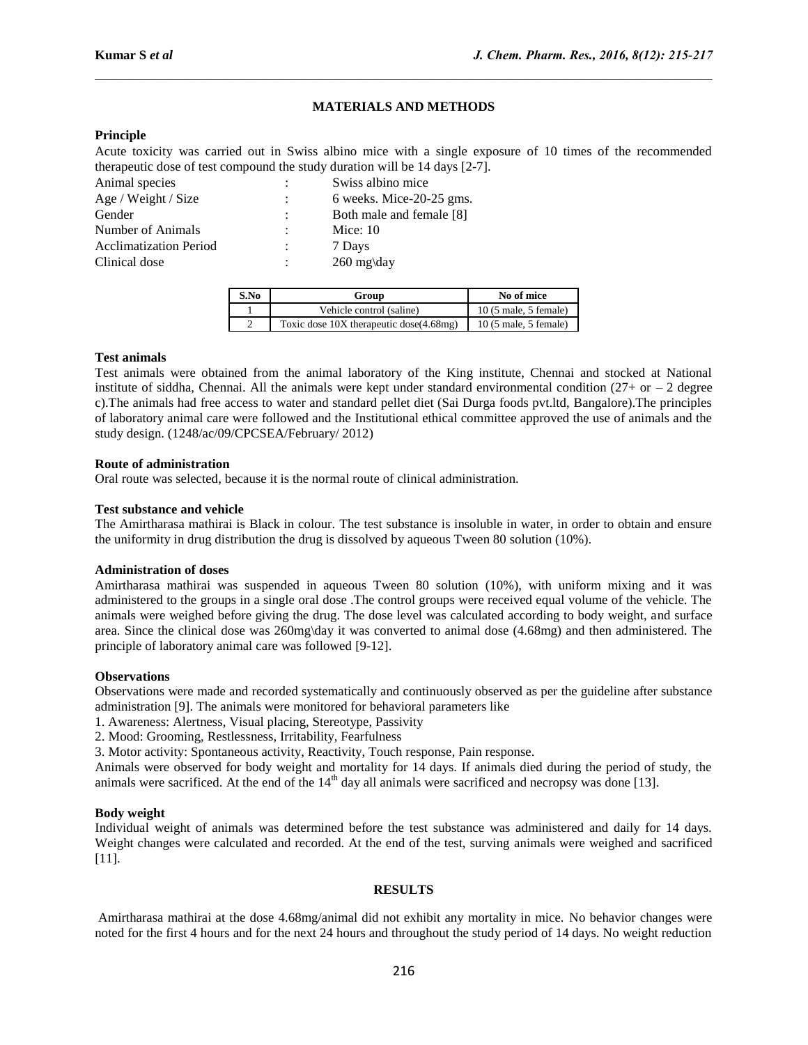## MATERIALS AND METHODS

### Principle

Acute toxicity was carried out in Swiss albino mice with a single exposure of 10 times of the recommended therapeutic dose of test compound the study duration will be 14 days [2-7].

| | | |
|---|---|---|
| Animal species | : | Swiss albino mice |
| Age / Weight / Size | : | 6 weeks. Mice-20-25 gms. |
| Gender | : | Both male and female [8] |
| Number of Animals | : | Mice: 10 |
| Acclimatization Period | : | 7 Days |
| Clinical dose | : | 260 mg\day |

| S.No | Group | No of mice |
|---|---|---|
| 1 | Vehicle control (saline) | 10 (5 male, 5 female) |
| 2 | Toxic dose 10X therapeutic dose(4.68mg) | 10 (5 male, 5 female) |

### Test animals

Test animals were obtained from the animal laboratory of the King institute, Chennai and stocked at National institute of siddha, Chennai. All the animals were kept under standard environmental condition (27+ or – 2 degree c).The animals had free access to water and standard pellet diet (Sai Durga foods pvt.ltd, Bangalore).The principles of laboratory animal care were followed and the Institutional ethical committee approved the use of animals and the study design. (1248/ac/09/CPCSEA/February/ 2012)

### Route of administration

Oral route was selected, because it is the normal route of clinical administration.

### Test substance and vehicle

The Amirtharasa mathirai is Black in colour. The test substance is insoluble in water, in order to obtain and ensure the uniformity in drug distribution the drug is dissolved by aqueous Tween 80 solution (10%).

### Administration of doses

Amirtharasa mathirai was suspended in aqueous Tween 80 solution (10%), with uniform mixing and it was administered to the groups in a single oral dose .The control groups were received equal volume of the vehicle. The animals were weighed before giving the drug. The dose level was calculated according to body weight, and surface area. Since the clinical dose was 260mg\day it was converted to animal dose (4.68mg) and then administered. The principle of laboratory animal care was followed [9-12].

### Observations

Observations were made and recorded systematically and continuously observed as per the guideline after substance administration [9]. The animals were monitored for behavioral parameters like

1. Awareness: Alertness, Visual placing, Stereotype, Passivity
2. Mood: Grooming, Restlessness, Irritability, Fearfulness
3. Motor activity: Spontaneous activity, Reactivity, Touch response, Pain response.

Animals were observed for body weight and mortality for 14 days. If animals died during the period of study, the animals were sacrificed. At the end of the 14th day all animals were sacrificed and necropsy was done [13].

### Body weight

Individual weight of animals was determined before the test substance was administered and daily for 14 days. Weight changes were calculated and recorded. At the end of the test, surving animals were weighed and sacrificed [11].

## RESULTS

Amirtharasa mathirai at the dose 4.68mg/animal did not exhibit any mortality in mice. No behavior changes were noted for the first 4 hours and for the next 24 hours and throughout the study period of 14 days. No weight reduction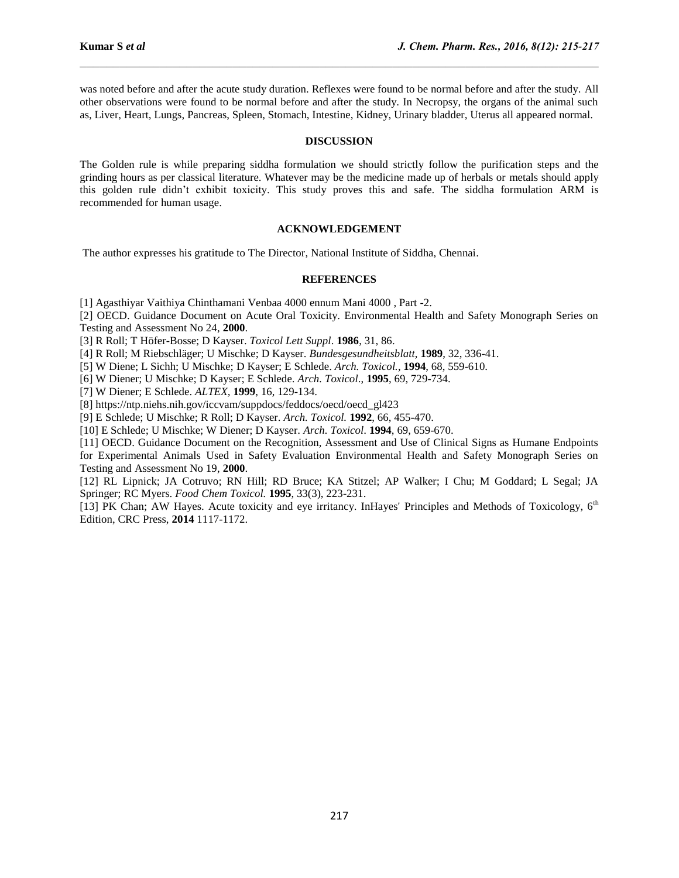was noted before and after the acute study duration. Reflexes were found to be normal before and after the study. All other observations were found to be normal before and after the study. In Necropsy, the organs of the animal such as, Liver, Heart, Lungs, Pancreas, Spleen, Stomach, Intestine, Kidney, Urinary bladder, Uterus all appeared normal.

## DISCUSSION

The Golden rule is while preparing siddha formulation we should strictly follow the purification steps and the grinding hours as per classical literature. Whatever may be the medicine made up of herbals or metals should apply this golden rule didn't exhibit toxicity. This study proves this and safe. The siddha formulation ARM is recommended for human usage.

## ACKNOWLEDGEMENT

The author expresses his gratitude to The Director, National Institute of Siddha, Chennai.

## REFERENCES

[1] Agasthiyar Vaithiya Chinthamani Venbaa 4000 ennum Mani 4000 , Part -2.

[2] OECD. Guidance Document on Acute Oral Toxicity. Environmental Health and Safety Monograph Series on Testing and Assessment No 24, **2000**.

[3] R Roll; T Höfer-Bosse; D Kayser. *Toxicol Lett Suppl*. **1986**, 31, 86.

[4] R Roll; M Riebschläger; U Mischke; D Kayser. *Bundesgesundheitsblatt*, **1989**, 32, 336-41.

[5] W Diene; L Sichh; U Mischke; D Kayser; E Schlede. *Arch. Toxicol.*, **1994**, 68, 559-610.

[6] W Diener; U Mischke; D Kayser; E Schlede. *Arch. Toxicol*., **1995**, 69, 729-734.

[7] W Diener; E Schlede. *ALTEX*, **1999**, 16, 129-134.

[8] https://ntp.niehs.nih.gov/iccvam/suppdocs/feddocs/oecd/oecd_gl423

[9] E Schlede; U Mischke; R Roll; D Kayser. *Arch. Toxicol.* **1992**, 66, 455-470.

[10] E Schlede; U Mischke; W Diener; D Kayser. *Arch. Toxicol*. **1994**, 69, 659-670.

[11] OECD. Guidance Document on the Recognition, Assessment and Use of Clinical Signs as Humane Endpoints for Experimental Animals Used in Safety Evaluation Environmental Health and Safety Monograph Series on Testing and Assessment No 19, **2000**.

[12] RL Lipnick; JA Cotruvo; RN Hill; RD Bruce; KA Stitzel; AP Walker; I Chu; M Goddard; L Segal; JA Springer; RC Myers. *Food Chem Toxicol.* **1995**, 33(3), 223-231.

[13] PK Chan; AW Hayes. Acute toxicity and eye irritancy. InHayes' Principles and Methods of Toxicology, 6th Edition, CRC Press, **2014** 1117-1172.